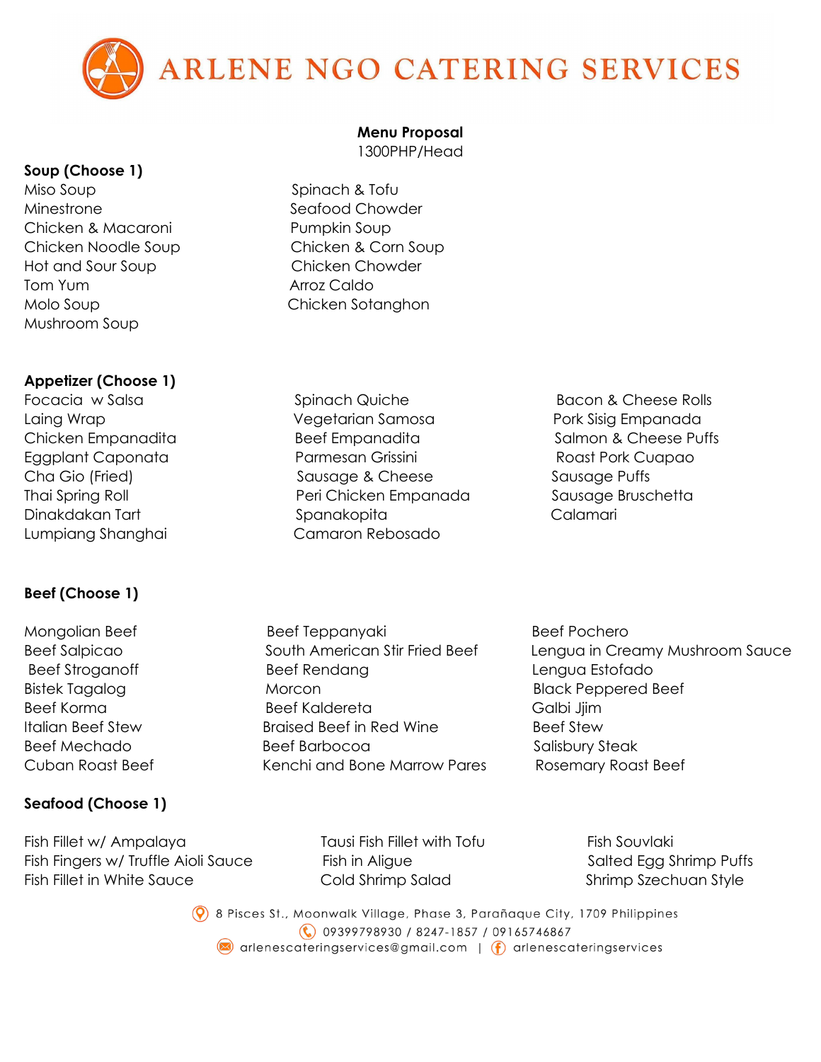# ARLENE NGO CATERING SERVICES

**Menu Proposal**
1300PHP/Head

**Soup (Choose 1)**

- Miso Soup
- Minestrone
- Chicken & Macaroni
- Chicken Noodle Soup
- Hot and Sour Soup
- Tom Yum
- Molo Soup
- Mushroom Soup
- Spinach & Tofu
- Seafood Chowder
- Pumpkin Soup
- Chicken & Corn Soup
- Chicken Chowder
- Arroz Caldo
- Chicken Sotanghon

**Appetizer (Choose 1)**

- Focacia w Salsa
- Laing Wrap
- Chicken Empanadita
- Eggplant Caponata
- Cha Gio (Fried)
- Thai Spring Roll
- Dinakdakan Tart
- Lumpiang Shanghai
- Spinach Quiche
- Vegetarian Samosa
- Beef Empanadita
- Parmesan Grissini
- Sausage & Cheese
- Peri Chicken Empanada
- Spanakopita
- Camaron Rebosado
- Bacon & Cheese Rolls
- Pork Sisig Empanada
- Salmon & Cheese Puffs
- Roast Pork Cuapao
- Sausage Puffs
- Sausage Bruschetta
- Calamari

**Beef (Choose 1)**

- Mongolian Beef
- Beef Salpicao
- Beef Stroganoff
- Bistek Tagalog
- Beef Korma
- Italian Beef Stew
- Beef Mechado
- Cuban Roast Beef
- Beef Teppanyaki
- South American Stir Fried Beef
- Beef Rendang
- Morcon
- Beef Kaldereta
- Braised Beef in Red Wine
- Beef Barbocoa
- Kenchi and Bone Marrow Pares
- Beef Pochero
- Lengua in Creamy Mushroom Sauce
- Lengua Estofado
- Black Peppered Beef
- Galbi Jjim
- Beef Stew
- Salisbury Steak
- Rosemary Roast Beef

**Seafood (Choose 1)**

- Fish Fillet w/ Ampalaya
- Fish Fingers w/ Truffle Aioli Sauce
- Fish Fillet in White Sauce
- Tausi Fish Fillet with Tofu
- Fish in Aligue
- Cold Shrimp Salad
- Fish Souvlaki
- Salted Egg Shrimp Puffs
- Shrimp Szechuan Style

8 Pisces St., Moonwalk Village, Phase 3, Parañaque City, 1709 Philippines
09399798930 / 8247-1857 / 09165746867
arlenescateringservices@gmail.com | arlenescateringservices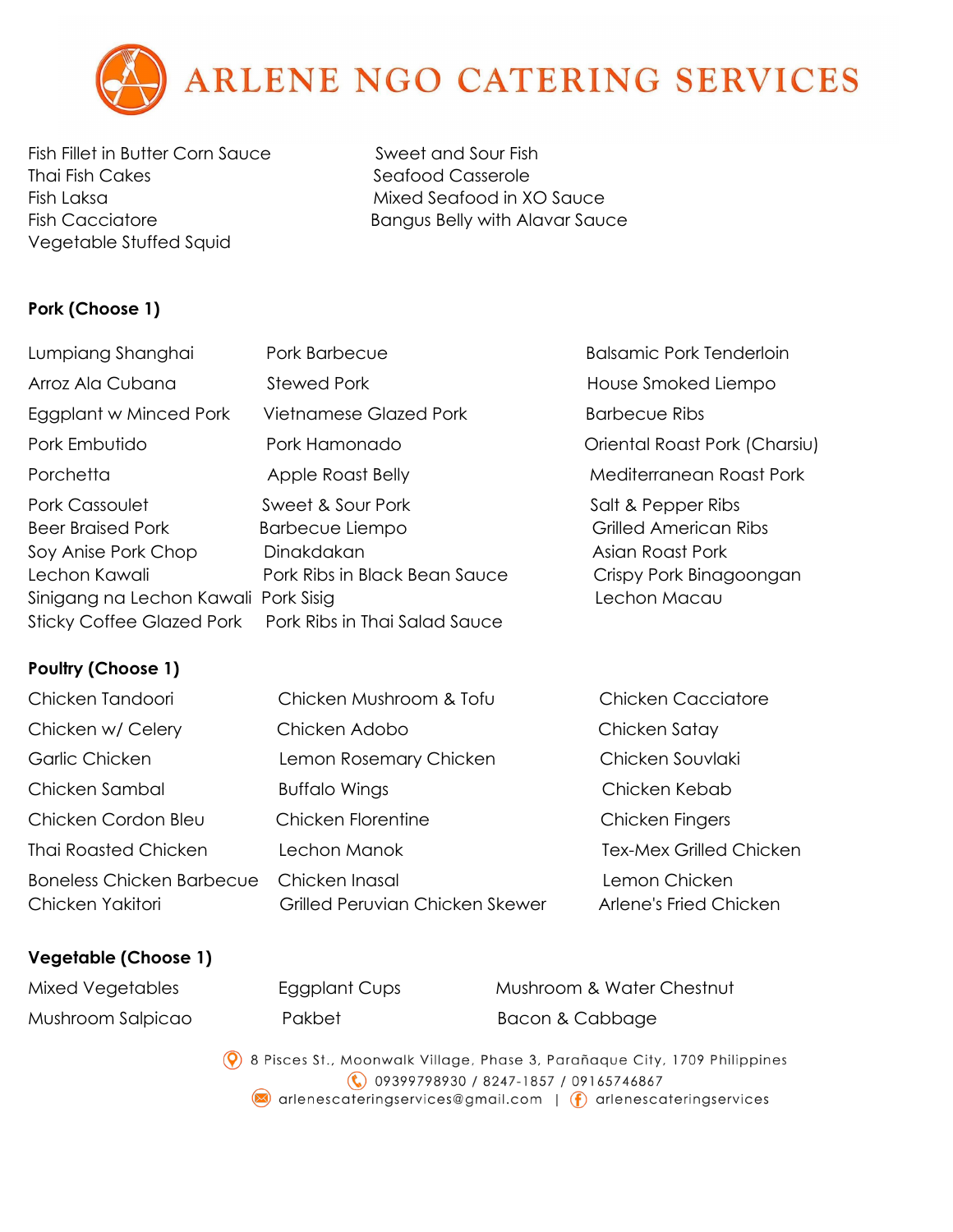Fish Fillet in Butter Corn Sauce
Thai Fish Cakes
Fish Laksa
Fish Cacciatore
Vegetable Stuffed Squid
Sweet and Sour Fish
Seafood Casserole
Mixed Seafood in XO Sauce
Bangus Belly with Alavar Sauce

**Pork (Choose 1)**

Lumpiang Shanghai
Arroz Ala Cubana
Eggplant w Minced Pork
Pork Embutido
Porchetta
Pork Cassoulet
Beer Braised Pork
Soy Anise Pork Chop
Lechon Kawali
Sinigang na Lechon Kawali
Sticky Coffee Glazed Pork
Pork Barbecue
Stewed Pork
Vietnamese Glazed Pork
Pork Hamonado
Apple Roast Belly
Sweet & Sour Pork
Barbecue Liempo
Dinakdakan
Pork Ribs in Black Bean Sauce
Pork Sisig
Pork Ribs in Thai Salad Sauce
Balsamic Pork Tenderloin
House Smoked Liempo
Barbecue Ribs
Oriental Roast Pork (Charsiu)
Mediterranean Roast Pork
Salt & Pepper Ribs
Grilled American Ribs
Asian Roast Pork
Crispy Pork Binagoongan
Lechon Macau

**Poultry (Choose 1)**

Chicken Tandoori
Chicken w/ Celery
Garlic Chicken
Chicken Sambal
Chicken Cordon Bleu
Thai Roasted Chicken
Boneless Chicken Barbecue
Chicken Yakitori
Chicken Mushroom & Tofu
Chicken Adobo
Lemon Rosemary Chicken
Buffalo Wings
Chicken Florentine
Lechon Manok
Chicken Inasal
Grilled Peruvian Chicken Skewer
Chicken Cacciatore
Chicken Satay
Chicken Souvlaki
Chicken Kebab
Chicken Fingers
Tex-Mex Grilled Chicken
Lemon Chicken
Arlene's Fried Chicken

**Vegetable (Choose 1)**

Mixed Vegetables
Mushroom Salpicao
Eggplant Cups
Pakbet
Mushroom & Water Chestnut
Bacon & Cabbage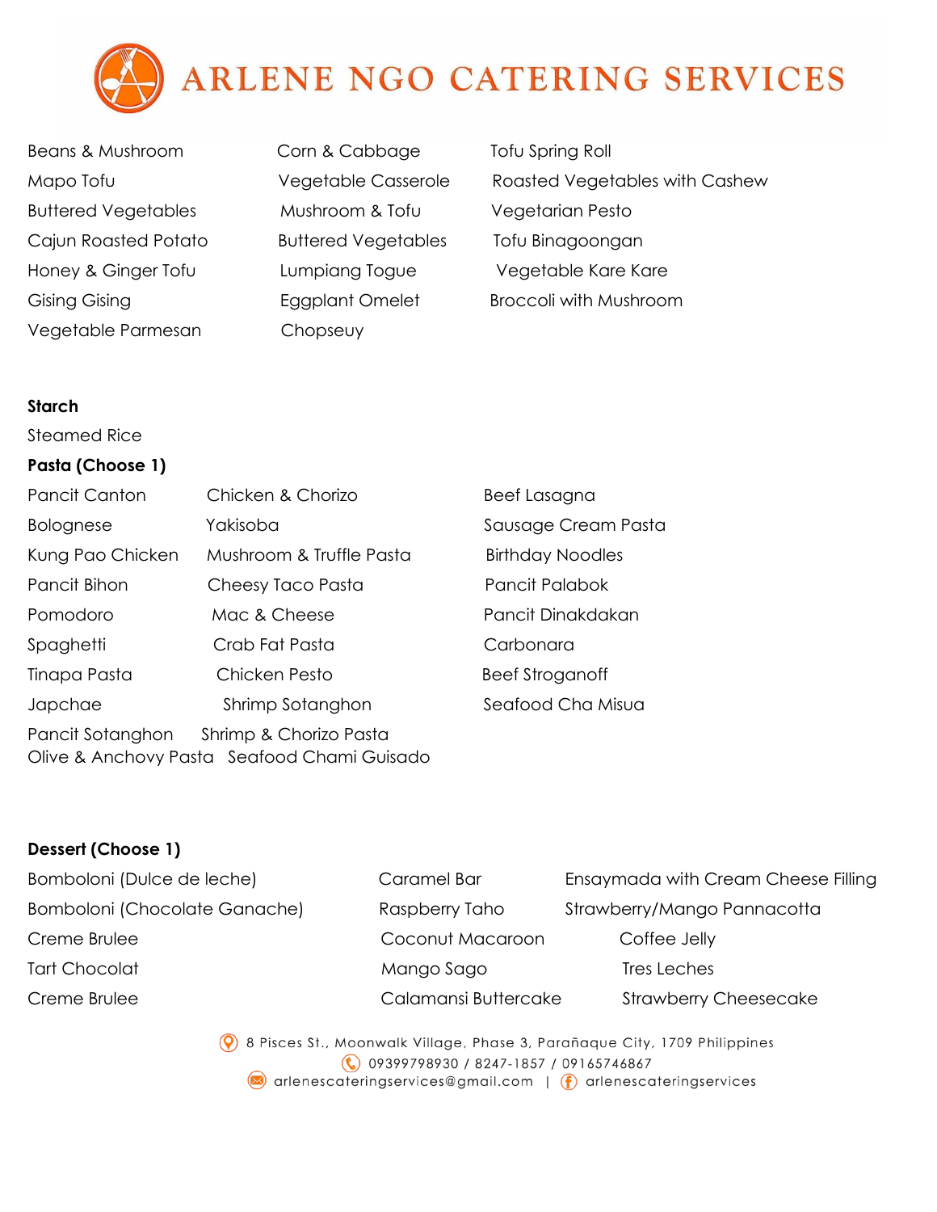# ARLENE NGO CATERING SERVICES

- Beans & Mushroom
- Mapo Tofu
- Buttered Vegetables
- Cajun Roasted Potato
- Honey & Ginger Tofu
- Gising Gising
- Vegetable Parmesan
- Corn & Cabbage
- Vegetable Casserole
- Mushroom & Tofu
- Buttered Vegetables
- Lumpiang Togue
- Eggplant Omelet
- Chopseuy
- Tofu Spring Roll
- Roasted Vegetables with Cashew
- Vegetarian Pesto
- Tofu Binagoongan
- Vegetable Kare Kare
- Broccoli with Mushroom

**Starch**

Steamed Rice

**Pasta (Choose 1)**

- Pancit Canton
- Bolognese
- Kung Pao Chicken
- Pancit Bihon
- Pomodoro
- Spaghetti
- Tinapa Pasta
- Japchae
- Pancit Sotanghon
- Olive & Anchovy Pasta
- Chicken & Chorizo
- Yakisoba
- Mushroom & Truffle Pasta
- Cheesy Taco Pasta
- Mac & Cheese
- Crab Fat Pasta
- Chicken Pesto
- Shrimp Sotanghon
- Shrimp & Chorizo Pasta
- Seafood Chami Guisado
- Beef Lasagna
- Sausage Cream Pasta
- Birthday Noodles
- Pancit Palabok
- Pancit Dinakdakan
- Carbonara
- Beef Stroganoff
- Seafood Cha Misua

**Dessert (Choose 1)**

- Bomboloni (Dulce de leche)
- Bomboloni (Chocolate Ganache)
- Creme Brulee
- Tart Chocolat
- Creme Brulee
- Caramel Bar
- Raspberry Taho
- Coconut Macaroon
- Mango Sago
- Calamansi Buttercake
- Ensaymada with Cream Cheese Filling
- Strawberry/Mango Pannacotta
- Coffee Jelly
- Tres Leches
- Strawberry Cheesecake

8 Pisces St., Moonwalk Village, Phase 3, Parañaque City, 1709 Philippines
09399798930 / 8247-1857 / 09165746867
arlenescateringservices@gmail.com | arlenescateringservices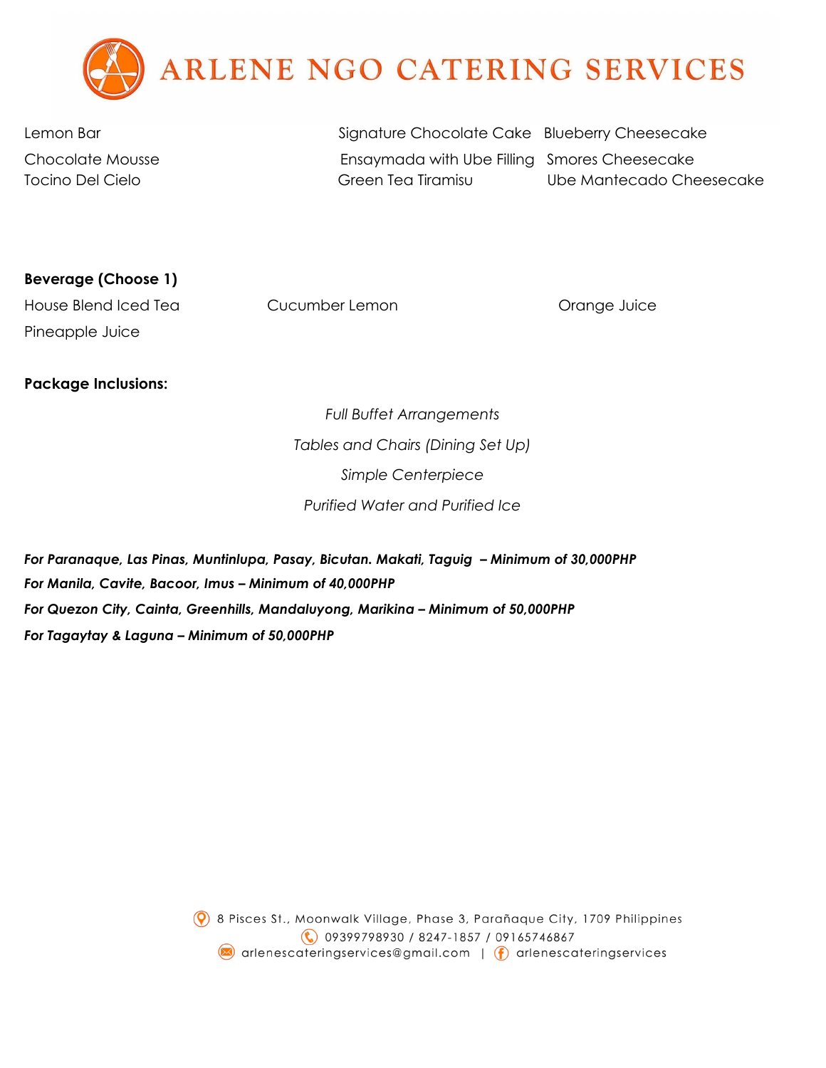# ARLENE NGO CATERING SERVICES

Lemon Bar
Chocolate Mousse
Tocino Del Cielo
Signature Chocolate Cake
Ensaymada with Ube Filling
Green Tea Tiramisu
Blueberry Cheesecake
Smores Cheesecake
Ube Mantecado Cheesecake

**Beverage (Choose 1)**

House Blend Iced Tea
Cucumber Lemon
Orange Juice
Pineapple Juice

**Package Inclusions:**

*Full Buffet Arrangements*

*Tables and Chairs (Dining Set Up)*

*Simple Centerpiece*

*Purified Water and Purified Ice*

***For Paranaque, Las Pinas, Muntinlupa, Pasay, Bicutan. Makati, Taguig – Minimum of 30,000PHP***

***For Manila, Cavite, Bacoor, Imus – Minimum of 40,000PHP***

***For Quezon City, Cainta, Greenhills, Mandaluyong, Marikina – Minimum of 50,000PHP***

***For Tagaytay & Laguna – Minimum of 50,000PHP***

8 Pisces St., Moonwalk Village, Phase 3, Parañaque City, 1709 Philippines
09399798930 / 8247-1857 / 09165746867
arlenescateringservices@gmail.com | arlenescateringservices